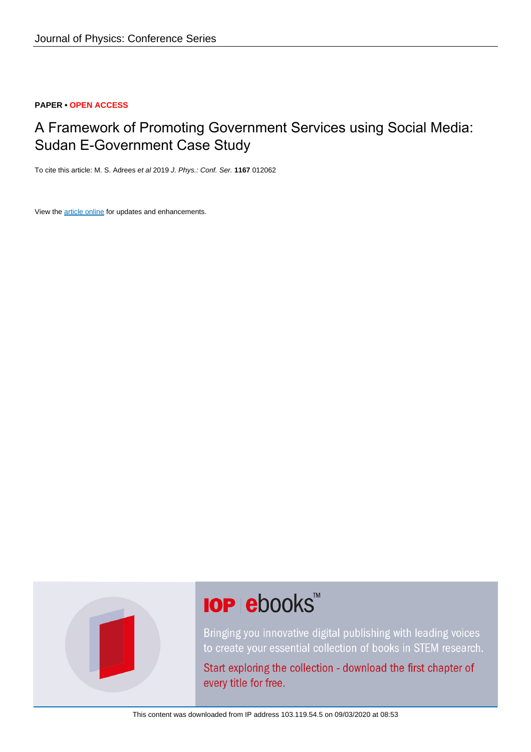Journal of Physics: Conference Series

**PAPER • OPEN ACCESS**

# A Framework of Promoting Government Services using Social Media: Sudan E-Government Case Study

To cite this article: M. S. Adrees *et al* 2019 *J. Phys.: Conf. Ser.* **1167** 012062

View the article online for updates and enhancements.

IOP ebooks™

Bringing you innovative digital publishing with leading voices to create your essential collection of books in STEM research.

Start exploring the collection - download the first chapter of every title for free.

This content was downloaded from IP address 103.119.54.5 on 09/03/2020 at 08:53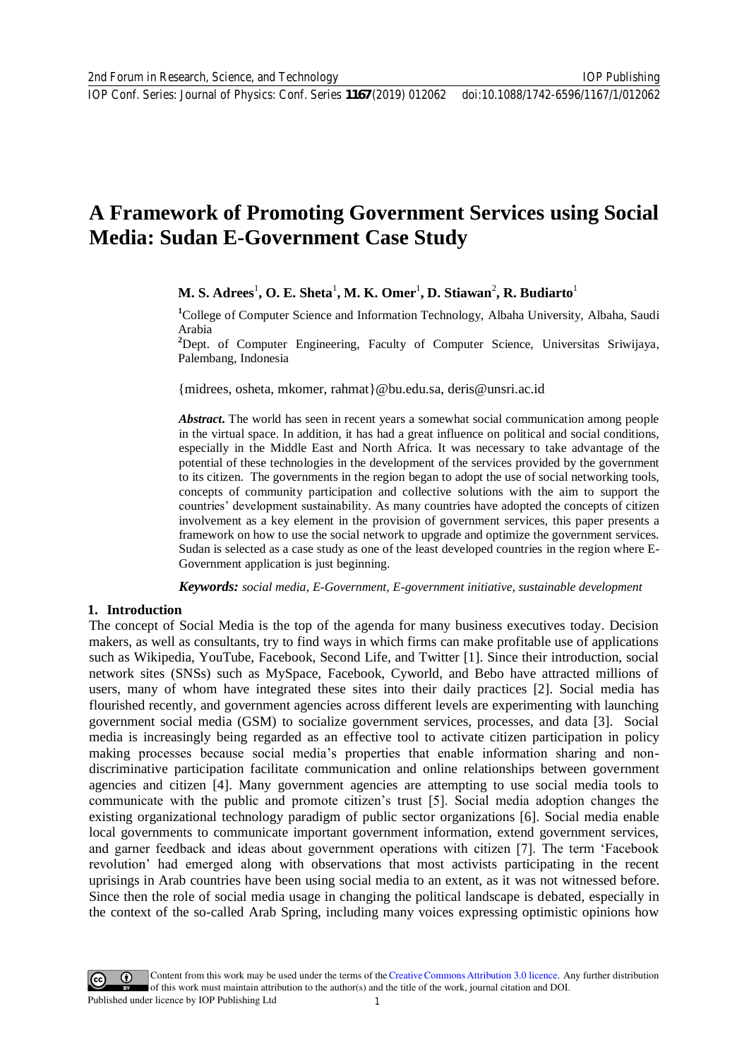# A Framework of Promoting Government Services using Social Media: Sudan E-Government Case Study

**M. S. Adrees**[1]**, O. E. Sheta**[1]**, M. K. Omer**[1]**, D. Stiawan**[2]**, R. Budiarto**[1]

[1]College of Computer Science and Information Technology, Albaha University, Albaha, Saudi Arabia

[2]Dept. of Computer Engineering, Faculty of Computer Science, Universitas Sriwijaya, Palembang, Indonesia

{midrees, osheta, mkomer, rahmat}@bu.edu.sa, deris@unsri.ac.id

***Abstract***. The world has seen in recent years a somewhat social communication among people in the virtual space. In addition, it has had a great influence on political and social conditions, especially in the Middle East and North Africa. It was necessary to take advantage of the potential of these technologies in the development of the services provided by the government to its citizen. The governments in the region began to adopt the use of social networking tools, concepts of community participation and collective solutions with the aim to support the countries' development sustainability. As many countries have adopted the concepts of citizen involvement as a key element in the provision of government services, this paper presents a framework on how to use the social network to upgrade and optimize the government services. Sudan is selected as a case study as one of the least developed countries in the region where E-Government application is just beginning.

***Keywords:*** *social media, E-Government, E-government initiative, sustainable development*

## 1. Introduction

The concept of Social Media is the top of the agenda for many business executives today. Decision makers, as well as consultants, try to find ways in which firms can make profitable use of applications such as Wikipedia, YouTube, Facebook, Second Life, and Twitter [1]. Since their introduction, social network sites (SNSs) such as MySpace, Facebook, Cyworld, and Bebo have attracted millions of users, many of whom have integrated these sites into their daily practices [2]. Social media has flourished recently, and government agencies across different levels are experimenting with launching government social media (GSM) to socialize government services, processes, and data [3]. Social media is increasingly being regarded as an effective tool to activate citizen participation in policy making processes because social media's properties that enable information sharing and non-discriminative participation facilitate communication and online relationships between government agencies and citizen [4]. Many government agencies are attempting to use social media tools to communicate with the public and promote citizen's trust [5]. Social media adoption changes the existing organizational technology paradigm of public sector organizations [6]. Social media enable local governments to communicate important government information, extend government services, and garner feedback and ideas about government operations with citizen [7]. The term 'Facebook revolution' had emerged along with observations that most activists participating in the recent uprisings in Arab countries have been using social media to an extent, as it was not witnessed before. Since then the role of social media usage in changing the political landscape is debated, especially in the context of the so-called Arab Spring, including many voices expressing optimistic opinions how

Content from this work may be used under the terms of the Creative Commons Attribution 3.0 licence. Any further distribution of this work must maintain attribution to the author(s) and the title of the work, journal citation and DOI.
Published under licence by IOP Publishing Ltd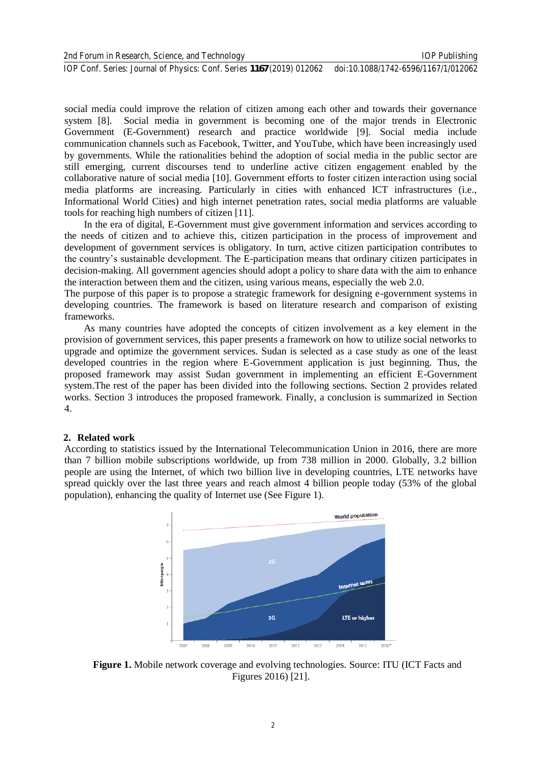social media could improve the relation of citizen among each other and towards their governance system [8]. Social media in government is becoming one of the major trends in Electronic Government (E-Government) research and practice worldwide [9]. Social media include communication channels such as Facebook, Twitter, and YouTube, which have been increasingly used by governments. While the rationalities behind the adoption of social media in the public sector are still emerging, current discourses tend to underline active citizen engagement enabled by the collaborative nature of social media [10]. Government efforts to foster citizen interaction using social media platforms are increasing. Particularly in cities with enhanced ICT infrastructures (i.e., Informational World Cities) and high internet penetration rates, social media platforms are valuable tools for reaching high numbers of citizen [11].

In the era of digital, E-Government must give government information and services according to the needs of citizen and to achieve this, citizen participation in the process of improvement and development of government services is obligatory. In turn, active citizen participation contributes to the country's sustainable development. The E-participation means that ordinary citizen participates in decision-making. All government agencies should adopt a policy to share data with the aim to enhance the interaction between them and the citizen, using various means, especially the web 2.0.

The purpose of this paper is to propose a strategic framework for designing e-government systems in developing countries. The framework is based on literature research and comparison of existing frameworks.

As many countries have adopted the concepts of citizen involvement as a key element in the provision of government services, this paper presents a framework on how to utilize social networks to upgrade and optimize the government services. Sudan is selected as a case study as one of the least developed countries in the region where E-Government application is just beginning. Thus, the proposed framework may assist Sudan government in implementing an efficient E-Government system.The rest of the paper has been divided into the following sections. Section 2 provides related works. Section 3 introduces the proposed framework. Finally, a conclusion is summarized in Section 4.

## 2. Related work

According to statistics issued by the International Telecommunication Union in 2016, there are more than 7 billion mobile subscriptions worldwide, up from 738 million in 2000. Globally, 3.2 billion people are using the Internet, of which two billion live in developing countries, LTE networks have spread quickly over the last three years and reach almost 4 billion people today (53% of the global population), enhancing the quality of Internet use (See Figure 1).

World population
Billion people
7
6
5
4
3
2
1
2G
Internet users
3G
LTE or higher
2007 2008 2009 2010 2011 2012 2013 2014 2015 2016*

**Figure 1.** Mobile network coverage and evolving technologies. Source: ITU (ICT Facts and Figures 2016) [21].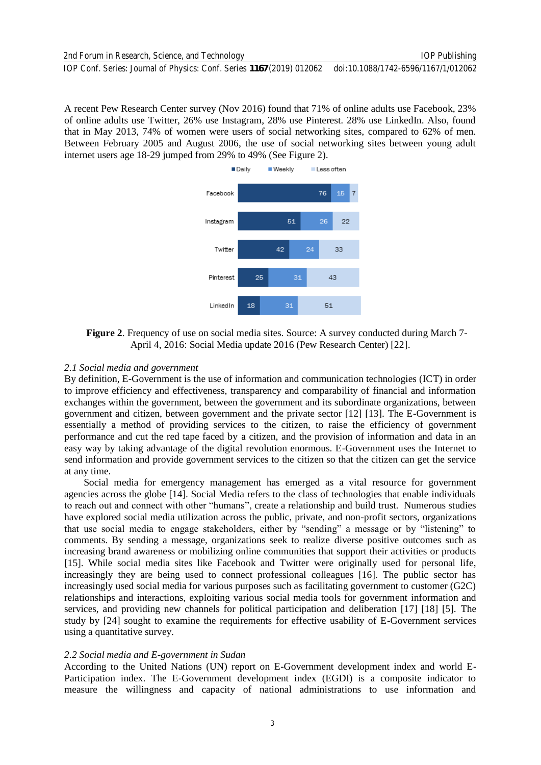A recent Pew Research Center survey (Nov 2016) found that 71% of online adults use Facebook, 23% of online adults use Twitter, 26% use Instagram, 28% use Pinterest. 28% use LinkedIn. Also, found that in May 2013, 74% of women were users of social networking sites, compared to 62% of men. Between February 2005 and August 2006, the use of social networking sites between young adult internet users age 18-29 jumped from 29% to 49% (See Figure 2).

| | Daily | Weekly | Less often |
|---|---|---|---|
| Facebook | 76 | 15 | 7 |
| Instagram | 51 | 26 | 22 |
| Twitter | 42 | 24 | 33 |
| Pinterest | 25 | 31 | 43 |
| LinkedIn | 18 | 31 | 51 |

**Figure 2**. Frequency of use on social media sites. Source: A survey conducted during March 7-April 4, 2016: Social Media update 2016 (Pew Research Center) [22].

### *2.1 Social media and government*

By definition, E-Government is the use of information and communication technologies (ICT) in order to improve efficiency and effectiveness, transparency and comparability of financial and information exchanges within the government, between the government and its subordinate organizations, between government and citizen, between government and the private sector [12] [13]. The E-Government is essentially a method of providing services to the citizen, to raise the efficiency of government performance and cut the red tape faced by a citizen, and the provision of information and data in an easy way by taking advantage of the digital revolution enormous. E-Government uses the Internet to send information and provide government services to the citizen so that the citizen can get the service at any time.

Social media for emergency management has emerged as a vital resource for government agencies across the globe [14]. Social Media refers to the class of technologies that enable individuals to reach out and connect with other "humans", create a relationship and build trust. Numerous studies have explored social media utilization across the public, private, and non-profit sectors, organizations that use social media to engage stakeholders, either by "sending" a message or by "listening" to comments. By sending a message, organizations seek to realize diverse positive outcomes such as increasing brand awareness or mobilizing online communities that support their activities or products [15]. While social media sites like Facebook and Twitter were originally used for personal life, increasingly they are being used to connect professional colleagues [16]. The public sector has increasingly used social media for various purposes such as facilitating government to customer (G2C) relationships and interactions, exploiting various social media tools for government information and services, and providing new channels for political participation and deliberation [17] [18] [5]. The study by [24] sought to examine the requirements for effective usability of E-Government services using a quantitative survey.

### *2.2 Social media and E-government in Sudan*

According to the United Nations (UN) report on E-Government development index and world E-Participation index. The E-Government development index (EGDI) is a composite indicator to measure the willingness and capacity of national administrations to use information and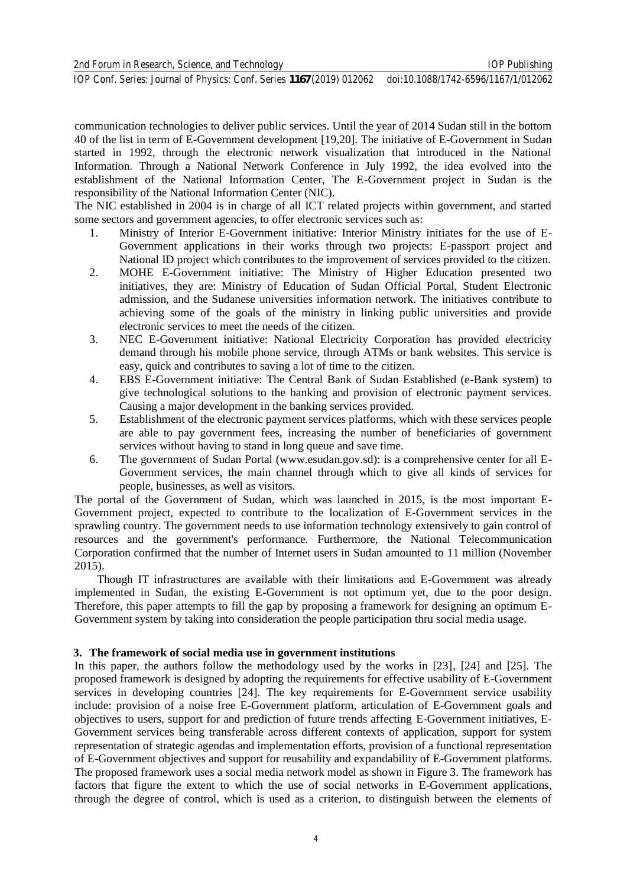communication technologies to deliver public services. Until the year of 2014 Sudan still in the bottom 40 of the list in term of E-Government development [19,20]. The initiative of E-Government in Sudan started in 1992, through the electronic network visualization that introduced in the National Information. Through a National Network Conference in July 1992, the idea evolved into the establishment of the National Information Center, The E-Government project in Sudan is the responsibility of the National Information Center (NIC).

The NIC established in 2004 is in charge of all ICT related projects within government, and started some sectors and government agencies, to offer electronic services such as:

1. Ministry of Interior E-Government initiative: Interior Ministry initiates for the use of E-Government applications in their works through two projects: E-passport project and National ID project which contributes to the improvement of services provided to the citizen.
2. MOHE E-Government initiative: The Ministry of Higher Education presented two initiatives, they are: Ministry of Education of Sudan Official Portal, Student Electronic admission, and the Sudanese universities information network. The initiatives contribute to achieving some of the goals of the ministry in linking public universities and provide electronic services to meet the needs of the citizen.
3. NEC E-Government initiative: National Electricity Corporation has provided electricity demand through his mobile phone service, through ATMs or bank websites. This service is easy, quick and contributes to saving a lot of time to the citizen.
4. EBS E-Government initiative: The Central Bank of Sudan Established (e-Bank system) to give technological solutions to the banking and provision of electronic payment services. Causing a major development in the banking services provided.
5. Establishment of the electronic payment services platforms, which with these services people are able to pay government fees, increasing the number of beneficiaries of government services without having to stand in long queue and save time.
6. The government of Sudan Portal (www.esudan.gov.sd): is a comprehensive center for all E-Government services, the main channel through which to give all kinds of services for people, businesses, as well as visitors.

The portal of the Government of Sudan, which was launched in 2015, is the most important E-Government project, expected to contribute to the localization of E-Government services in the sprawling country. The government needs to use information technology extensively to gain control of resources and the government's performance. Furthermore, the National Telecommunication Corporation confirmed that the number of Internet users in Sudan amounted to 11 million (November 2015).

Though IT infrastructures are available with their limitations and E-Government was already implemented in Sudan, the existing E-Government is not optimum yet, due to the poor design. Therefore, this paper attempts to fill the gap by proposing a framework for designing an optimum E-Government system by taking into consideration the people participation thru social media usage.

## 3. The framework of social media use in government institutions

In this paper, the authors follow the methodology used by the works in [23], [24] and [25]. The proposed framework is designed by adopting the requirements for effective usability of E-Government services in developing countries [24]. The key requirements for E-Government service usability include: provision of a noise free E-Government platform, articulation of E-Government goals and objectives to users, support for and prediction of future trends affecting E-Government initiatives, E-Government services being transferable across different contexts of application, support for system representation of strategic agendas and implementation efforts, provision of a functional representation of E-Government objectives and support for reusability and expandability of E-Government platforms. The proposed framework uses a social media network model as shown in Figure 3. The framework has factors that figure the extent to which the use of social networks in E-Government applications, through the degree of control, which is used as a criterion, to distinguish between the elements of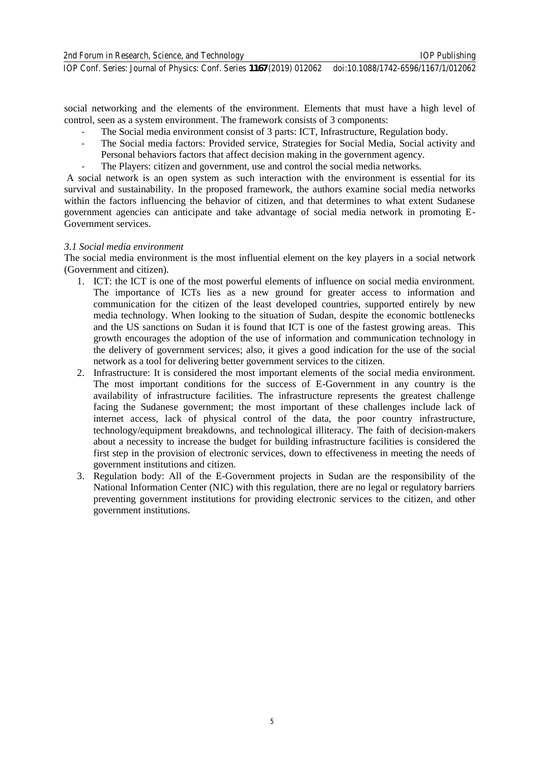social networking and the elements of the environment. Elements that must have a high level of control, seen as a system environment. The framework consists of 3 components:

- The Social media environment consist of 3 parts: ICT, Infrastructure, Regulation body.
- The Social media factors: Provided service, Strategies for Social Media, Social activity and Personal behaviors factors that affect decision making in the government agency.
- The Players: citizen and government, use and control the social media networks.

A social network is an open system as such interaction with the environment is essential for its survival and sustainability. In the proposed framework, the authors examine social media networks within the factors influencing the behavior of citizen, and that determines to what extent Sudanese government agencies can anticipate and take advantage of social media network in promoting E-Government services.

### *3.1 Social media environment*

The social media environment is the most influential element on the key players in a social network (Government and citizen).

1. ICT: the ICT is one of the most powerful elements of influence on social media environment. The importance of ICTs lies as a new ground for greater access to information and communication for the citizen of the least developed countries, supported entirely by new media technology. When looking to the situation of Sudan, despite the economic bottlenecks and the US sanctions on Sudan it is found that ICT is one of the fastest growing areas. This growth encourages the adoption of the use of information and communication technology in the delivery of government services; also, it gives a good indication for the use of the social network as a tool for delivering better government services to the citizen.
2. Infrastructure: It is considered the most important elements of the social media environment. The most important conditions for the success of E-Government in any country is the availability of infrastructure facilities. The infrastructure represents the greatest challenge facing the Sudanese government; the most important of these challenges include lack of internet access, lack of physical control of the data, the poor country infrastructure, technology/equipment breakdowns, and technological illiteracy. The faith of decision-makers about a necessity to increase the budget for building infrastructure facilities is considered the first step in the provision of electronic services, down to effectiveness in meeting the needs of government institutions and citizen.
3. Regulation body: All of the E-Government projects in Sudan are the responsibility of the National Information Center (NIC) with this regulation, there are no legal or regulatory barriers preventing government institutions for providing electronic services to the citizen, and other government institutions.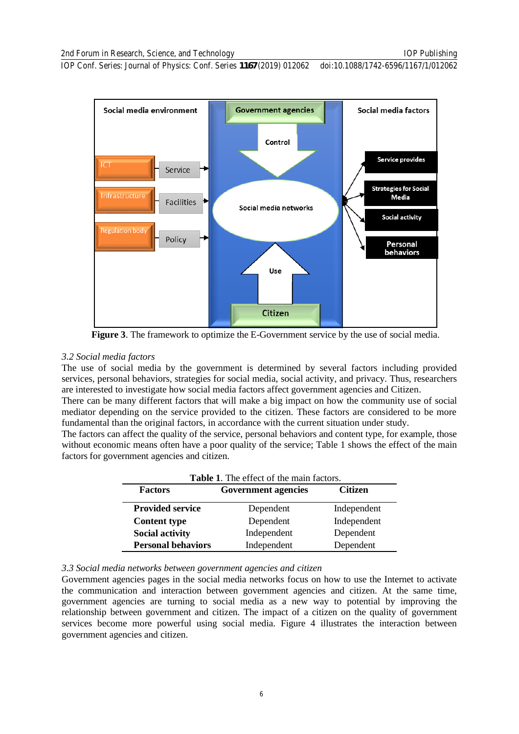**Figure 3**. The framework to optimize the E-Government service by the use of social media.

### *3.2 Social media factors*

The use of social media by the government is determined by several factors including provided services, personal behaviors, strategies for social media, social activity, and privacy. Thus, researchers are interested to investigate how social media factors affect government agencies and Citizen.

There can be many different factors that will make a big impact on how the community use of social mediator depending on the service provided to the citizen. These factors are considered to be more fundamental than the original factors, in accordance with the current situation under study.

The factors can affect the quality of the service, personal behaviors and content type, for example, those without economic means often have a poor quality of the service; Table 1 shows the effect of the main factors for government agencies and citizen.

**Table 1**. The effect of the main factors.

| Factors | Government agencies | Citizen |
|---|---|---|
| **Provided service** | Dependent | Independent |
| **Content type** | Dependent | Independent |
| **Social activity** | Independent | Dependent |
| **Personal behaviors** | Independent | Dependent |

### *3.3 Social media networks between government agencies and citizen*

Government agencies pages in the social media networks focus on how to use the Internet to activate the communication and interaction between government agencies and citizen. At the same time, government agencies are turning to social media as a new way to potential by improving the relationship between government and citizen. The impact of a citizen on the quality of government services become more powerful using social media. Figure 4 illustrates the interaction between government agencies and citizen.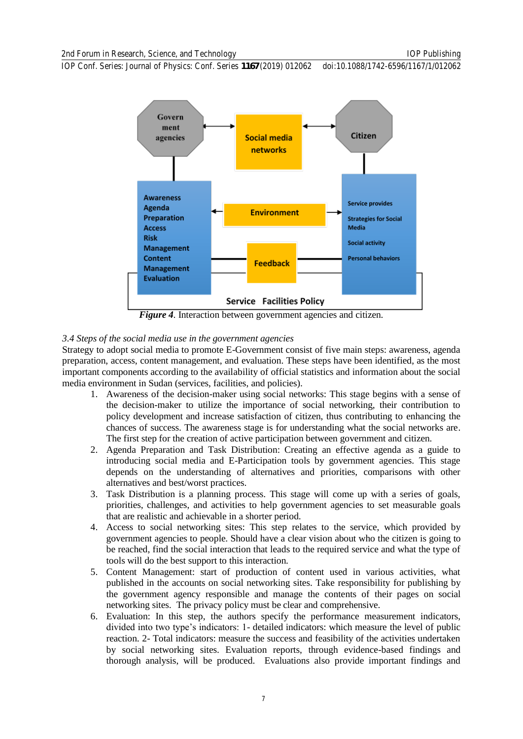*Figure 4*. Interaction between government agencies and citizen.

*3.4 Steps of the social media use in the government agencies*

Strategy to adopt social media to promote E-Government consist of five main steps: awareness, agenda preparation, access, content management, and evaluation. These steps have been identified, as the most important components according to the availability of official statistics and information about the social media environment in Sudan (services, facilities, and policies).

1. Awareness of the decision-maker using social networks: This stage begins with a sense of the decision-maker to utilize the importance of social networking, their contribution to policy development and increase satisfaction of citizen, thus contributing to enhancing the chances of success. The awareness stage is for understanding what the social networks are. The first step for the creation of active participation between government and citizen.
2. Agenda Preparation and Task Distribution: Creating an effective agenda as a guide to introducing social media and E-Participation tools by government agencies. This stage depends on the understanding of alternatives and priorities, comparisons with other alternatives and best/worst practices.
3. Task Distribution is a planning process. This stage will come up with a series of goals, priorities, challenges, and activities to help government agencies to set measurable goals that are realistic and achievable in a shorter period.
4. Access to social networking sites: This step relates to the service, which provided by government agencies to people. Should have a clear vision about who the citizen is going to be reached, find the social interaction that leads to the required service and what the type of tools will do the best support to this interaction.
5. Content Management: start of production of content used in various activities, what published in the accounts on social networking sites. Take responsibility for publishing by the government agency responsible and manage the contents of their pages on social networking sites. The privacy policy must be clear and comprehensive.
6. Evaluation: In this step, the authors specify the performance measurement indicators, divided into two type's indicators: 1- detailed indicators: which measure the level of public reaction. 2- Total indicators: measure the success and feasibility of the activities undertaken by social networking sites. Evaluation reports, through evidence-based findings and thorough analysis, will be produced. Evaluations also provide important findings and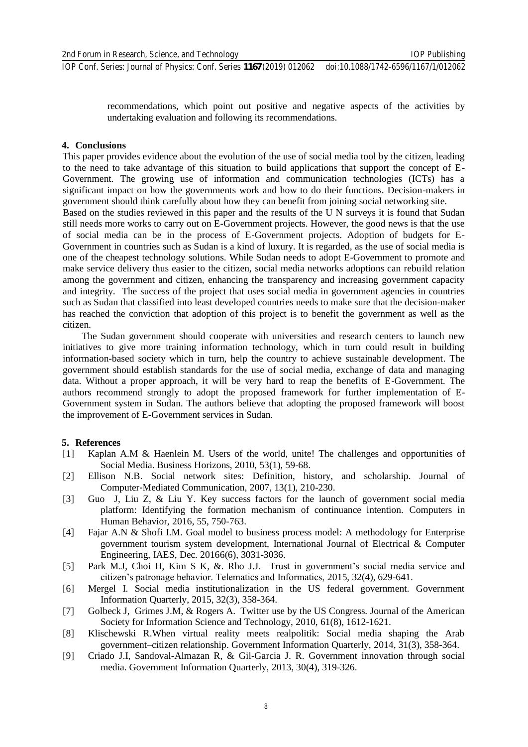recommendations, which point out positive and negative aspects of the activities by undertaking evaluation and following its recommendations.

## 4. Conclusions

This paper provides evidence about the evolution of the use of social media tool by the citizen, leading to the need to take advantage of this situation to build applications that support the concept of E-Government. The growing use of information and communication technologies (ICTs) has a significant impact on how the governments work and how to do their functions. Decision-makers in government should think carefully about how they can benefit from joining social networking site.

Based on the studies reviewed in this paper and the results of the U N surveys it is found that Sudan still needs more works to carry out on E-Government projects. However, the good news is that the use of social media can be in the process of E-Government projects. Adoption of budgets for E-Government in countries such as Sudan is a kind of luxury. It is regarded, as the use of social media is one of the cheapest technology solutions. While Sudan needs to adopt E-Government to promote and make service delivery thus easier to the citizen, social media networks adoptions can rebuild relation among the government and citizen, enhancing the transparency and increasing government capacity and integrity. The success of the project that uses social media in government agencies in countries such as Sudan that classified into least developed countries needs to make sure that the decision-maker has reached the conviction that adoption of this project is to benefit the government as well as the citizen.

The Sudan government should cooperate with universities and research centers to launch new initiatives to give more training information technology, which in turn could result in building information-based society which in turn, help the country to achieve sustainable development. The government should establish standards for the use of social media, exchange of data and managing data. Without a proper approach, it will be very hard to reap the benefits of E-Government. The authors recommend strongly to adopt the proposed framework for further implementation of E-Government system in Sudan. The authors believe that adopting the proposed framework will boost the improvement of E-Government services in Sudan.

## 5. References

[1] Kaplan A.M & Haenlein M. Users of the world, unite! The challenges and opportunities of Social Media. Business Horizons, 2010, 53(1), 59-68.

[2] Ellison N.B. Social network sites: Definition, history, and scholarship. Journal of Computer-Mediated Communication, 2007, 13(1), 210-230.

[3] Guo J, Liu Z, & Liu Y. Key success factors for the launch of government social media platform: Identifying the formation mechanism of continuance intention. Computers in Human Behavior, 2016, 55, 750-763.

[4] Fajar A.N & Shofi I.M. Goal model to business process model: A methodology for Enterprise government tourism system development, International Journal of Electrical & Computer Engineering, IAES, Dec. 20166(6), 3031-3036.

[5] Park M.J, Choi H, Kim S K, &. Rho J.J. Trust in government's social media service and citizen's patronage behavior. Telematics and Informatics, 2015, 32(4), 629-641.

[6] Mergel I. Social media institutionalization in the US federal government. Government Information Quarterly, 2015, 32(3), 358-364.

[7] Golbeck J, Grimes J.M, & Rogers A. Twitter use by the US Congress. Journal of the American Society for Information Science and Technology, 2010, 61(8), 1612-1621.

[8] Klischewski R.When virtual reality meets realpolitik: Social media shaping the Arab government–citizen relationship. Government Information Quarterly, 2014, 31(3), 358-364.

[9] Criado J.I, Sandoval-Almazan R, & Gil-Garcia J. R. Government innovation through social media. Government Information Quarterly, 2013, 30(4), 319-326.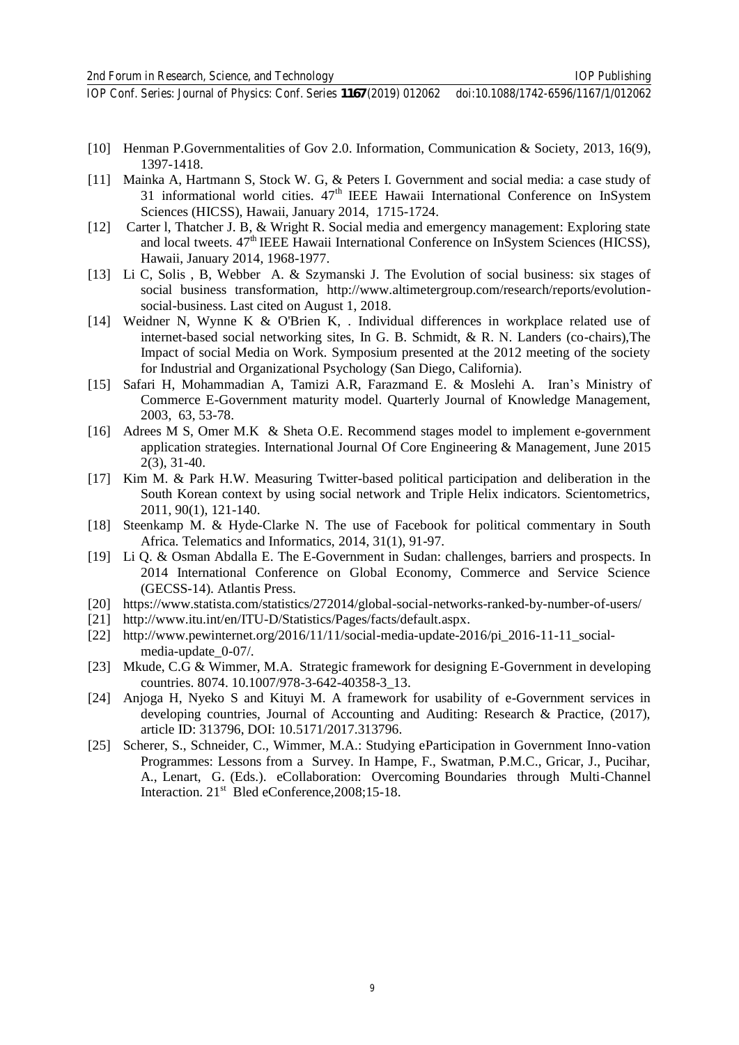[10] Henman P.Governmentalities of Gov 2.0. Information, Communication & Society, 2013, 16(9), 1397-1418.

[11] Mainka A, Hartmann S, Stock W. G, & Peters I. Government and social media: a case study of 31 informational world cities. 47th IEEE Hawaii International Conference on InSystem Sciences (HICSS), Hawaii, January 2014, 1715-1724.

[12] Carter l, Thatcher J. B, & Wright R. Social media and emergency management: Exploring state and local tweets. 47th IEEE Hawaii International Conference on InSystem Sciences (HICSS), Hawaii, January 2014, 1968-1977.

[13] Li C, Solis , B, Webber A. & Szymanski J. The Evolution of social business: six stages of social business transformation, http://www.altimetergroup.com/research/reports/evolution-social-business. Last cited on August 1, 2018.

[14] Weidner N, Wynne K & O'Brien K, . Individual differences in workplace related use of internet-based social networking sites, In G. B. Schmidt, & R. N. Landers (co-chairs),The Impact of social Media on Work. Symposium presented at the 2012 meeting of the society for Industrial and Organizational Psychology (San Diego, California).

[15] Safari H, Mohammadian A, Tamizi A.R, Farazmand E. & Moslehi A. Iran's Ministry of Commerce E-Government maturity model. Quarterly Journal of Knowledge Management, 2003, 63, 53-78.

[16] Adrees M S, Omer M.K & Sheta O.E. Recommend stages model to implement e-government application strategies. International Journal Of Core Engineering & Management, June 2015 2(3), 31-40.

[17] Kim M. & Park H.W. Measuring Twitter-based political participation and deliberation in the South Korean context by using social network and Triple Helix indicators. Scientometrics, 2011, 90(1), 121-140.

[18] Steenkamp M. & Hyde-Clarke N. The use of Facebook for political commentary in South Africa. Telematics and Informatics, 2014, 31(1), 91-97.

[19] Li Q. & Osman Abdalla E. The E-Government in Sudan: challenges, barriers and prospects. In 2014 International Conference on Global Economy, Commerce and Service Science (GECSS-14). Atlantis Press.

[20] https://www.statista.com/statistics/272014/global-social-networks-ranked-by-number-of-users/

[21] http://www.itu.int/en/ITU-D/Statistics/Pages/facts/default.aspx.

[22] http://www.pewinternet.org/2016/11/11/social-media-update-2016/pi_2016-11-11_social-media-update_0-07/.

[23] Mkude, C.G & Wimmer, M.A. Strategic framework for designing E-Government in developing countries. 8074. 10.1007/978-3-642-40358-3_13.

[24] Anjoga H, Nyeko S and Kituyi M. A framework for usability of e-Government services in developing countries, Journal of Accounting and Auditing: Research & Practice, (2017), article ID: 313796, DOI: 10.5171/2017.313796.

[25] Scherer, S., Schneider, C., Wimmer, M.A.: Studying eParticipation in Government Inno-vation Programmes: Lessons from a Survey. In Hampe, F., Swatman, P.M.C., Gricar, J., Pucihar, A., Lenart, G. (Eds.). eCollaboration: Overcoming Boundaries through Multi-Channel Interaction. 21st Bled eConference,2008;15-18.